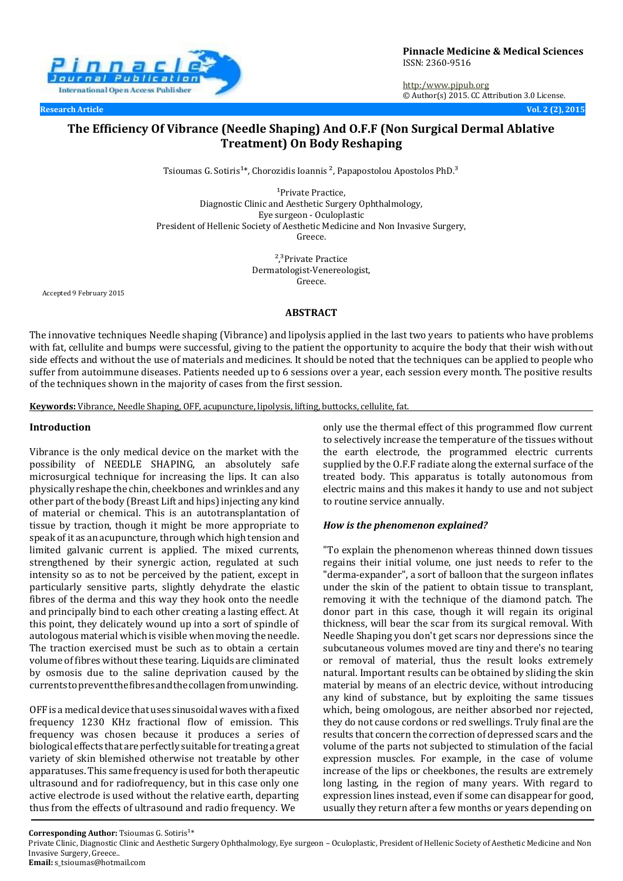Pinnacle Medicine & Medical Sciences
ISSN: 2360-9516

http:/www.pjpub.org
© Author(s) 2015. CC Attribution 3.0 License.

Research Article

# The Efficiency Of Vibrance (Needle Shaping) And O.F.F (Non Surgical Dermal Ablative Treatment) On Body Reshaping

Tsioumas G. Sotiris[1*], Chorozidis Ioannis [2], Papapostolou Apostolos PhD.[3]

[1]Private Practice,
Diagnostic Clinic and Aesthetic Surgery Ophthalmology,
Eye surgeon - Oculoplastic
President of Hellenic Society of Aesthetic Medicine and Non Invasive Surgery,
Greece.

[2,3]Private Practice
Dermatologist-Venereologist,
Greece.

Accepted 9 February 2015

## ABSTRACT

The innovative techniques Needle shaping (Vibrance) and lipolysis applied in the last two years to patients who have problems with fat, cellulite and bumps were successful, giving to the patient the opportunity to acquire the body that their wish without side effects and without the use of materials and medicines. It should be noted that the techniques can be applied to people who suffer from autoimmune diseases. Patients needed up to 6 sessions over a year, each session every month. The positive results of the techniques shown in the majority of cases from the first session.

**Keywords:** Vibrance, Needle Shaping, OFF, acupuncture, lipolysis, lifting, buttocks, cellulite, fat.

## Introduction

Vibrance is the only medical device on the market with the possibility of NEEDLE SHAPING, an absolutely safe microsurgical technique for increasing the lips. It can also physically reshape the chin, cheekbones and wrinkles and any other part of the body (Breast Lift and hips) injecting any kind of material or chemical. This is an autotransplantation of tissue by traction, though it might be more appropriate to speak of it as an acupuncture, through which high tension and limited galvanic current is applied. The mixed currents, strengthened by their synergic action, regulated at such intensity so as to not be perceived by the patient, except in particularly sensitive parts, slightly dehydrate the elastic fibres of the derma and this way they hook onto the needle and principally bind to each other creating a lasting effect. At this point, they delicately wound up into a sort of spindle of autologous material which is visible when moving the needle. The traction exercised must be such as to obtain a certain volume of fibres without these tearing. Liquids are climinated by osmosis due to the saline deprivation caused by the currents to prevent the fibres and the collagen from unwinding.

OFF is a medical device that uses sinusoidal waves with a fixed frequency 1230 KHz fractional flow of emission. This frequency was chosen because it produces a series of biological effects that are perfectly suitable for treating a great variety of skin blemished otherwise not treatable by other apparatuses. This same frequency is used for both therapeutic ultrasound and for radiofrequency, but in this case only one active electrode is used without the relative earth, departing thus from the effects of ultrasound and radio frequency. We only use the thermal effect of this programmed flow current to selectively increase the temperature of the tissues without the earth electrode, the programmed electric currents supplied by the O.F.F radiate along the external surface of the treated body. This apparatus is totally autonomous from electric mains and this makes it handy to use and not subject to routine service annually.

### *How is the phenomenon explained?*

"To explain the phenomenon whereas thinned down tissues regains their initial volume, one just needs to refer to the "derma-expander", a sort of balloon that the surgeon inflates under the skin of the patient to obtain tissue to transplant, removing it with the technique of the diamond patch. The donor part in this case, though it will regain its original thickness, will bear the scar from its surgical removal. With Needle Shaping you don't get scars nor depressions since the subcutaneous volumes moved are tiny and there's no tearing or removal of material, thus the result looks extremely natural. Important results can be obtained by sliding the skin material by means of an electric device, without introducing any kind of substance, but by exploiting the same tissues which, being omologous, are neither absorbed nor rejected, they do not cause cordons or red swellings. Truly final are the results that concern the correction of depressed scars and the volume of the parts not subjected to stimulation of the facial expression muscles. For example, in the case of volume increase of the lips or cheekbones, the results are extremely long lasting, in the region of many years. With regard to expression lines instead, even if some can disappear for good, usually they return after a few months or years depending on

**Corresponding Author:** Tsioumas G. Sotiris[1*]
Private Clinic, Diagnostic Clinic and Aesthetic Surgery Ophthalmology, Eye surgeon – Oculoplastic, President of Hellenic Society of Aesthetic Medicine and Non Invasive Surgery, Greece..
**Email:** s_tsioumas@hotmail.com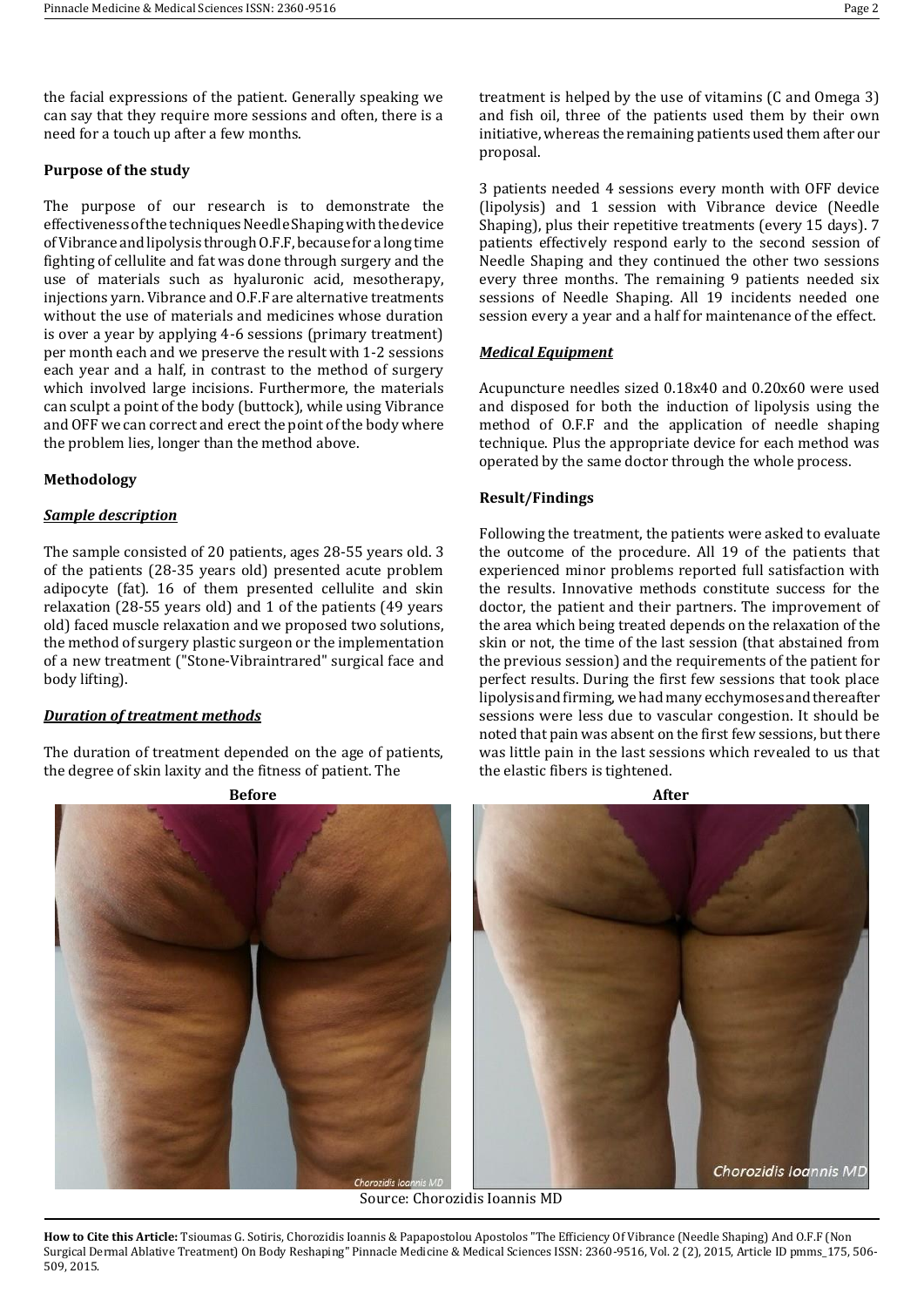the facial expressions of the patient. Generally speaking we can say that they require more sessions and often, there is a need for a touch up after a few months.

### Purpose of the study

The purpose of our research is to demonstrate the effectiveness of the techniques Needle Shaping with the device of Vibrance and lipolysis through O.F.F, because for a long time fighting of cellulite and fat was done through surgery and the use of materials such as hyaluronic acid, mesotherapy, injections yarn. Vibrance and O.F.F are alternative treatments without the use of materials and medicines whose duration is over a year by applying 4-6 sessions (primary treatment) per month each and we preserve the result with 1-2 sessions each year and a half, in contrast to the method of surgery which involved large incisions. Furthermore, the materials can sculpt a point of the body (buttock), while using Vibrance and OFF we can correct and erect the point of the body where the problem lies, longer than the method above.

### Methodology

#### *Sample description*

The sample consisted of 20 patients, ages 28-55 years old. 3 of the patients (28-35 years old) presented acute problem adipocyte (fat). 16 of them presented cellulite and skin relaxation (28-55 years old) and 1 of the patients (49 years old) faced muscle relaxation and we proposed two solutions, the method of surgery plastic surgeon or the implementation of a new treatment ("Stone-Vibraintrared" surgical face and body lifting).

#### *Duration of treatment methods*

The duration of treatment depended on the age of patients, the degree of skin laxity and the fitness of patient. The treatment is helped by the use of vitamins (C and Omega 3) and fish oil, three of the patients used them by their own initiative, whereas the remaining patients used them after our proposal.

3 patients needed 4 sessions every month with OFF device (lipolysis) and 1 session with Vibrance device (Needle Shaping), plus their repetitive treatments (every 15 days). 7 patients effectively respond early to the second session of Needle Shaping and they continued the other two sessions every three months. The remaining 9 patients needed six sessions of Needle Shaping. All 19 incidents needed one session every a year and a half for maintenance of the effect.

#### *Medical Equipment*

Acupuncture needles sized 0.18x40 and 0.20x60 were used and disposed for both the induction of lipolysis using the method of O.F.F and the application of needle shaping technique. Plus the appropriate device for each method was operated by the same doctor through the whole process.

### Result/Findings

Following the treatment, the patients were asked to evaluate the outcome of the procedure. All 19 of the patients that experienced minor problems reported full satisfaction with the results. Innovative methods constitute success for the doctor, the patient and their partners. The improvement of the area which being treated depends on the relaxation of the skin or not, the time of the last session (that abstained from the previous session) and the requirements of the patient for perfect results. During the first few sessions that took place lipolysis and firming, we had many ecchymoses and thereafter sessions were less due to vascular congestion. It should be noted that pain was absent on the first few sessions, but there was little pain in the last sessions which revealed to us that the elastic fibers is tightened.

**Before** **After**

Source: Chorozidis Ioannis MD

**How to Cite this Article:** Tsioumas G. Sotiris, Chorozidis Ioannis & Papapostolou Apostolos "The Efficiency Of Vibrance (Needle Shaping) And O.F.F (Non Surgical Dermal Ablative Treatment) On Body Reshaping" Pinnacle Medicine & Medical Sciences ISSN: 2360-9516, Vol. 2 (2), 2015, Article ID pmms_175, 506-509, 2015.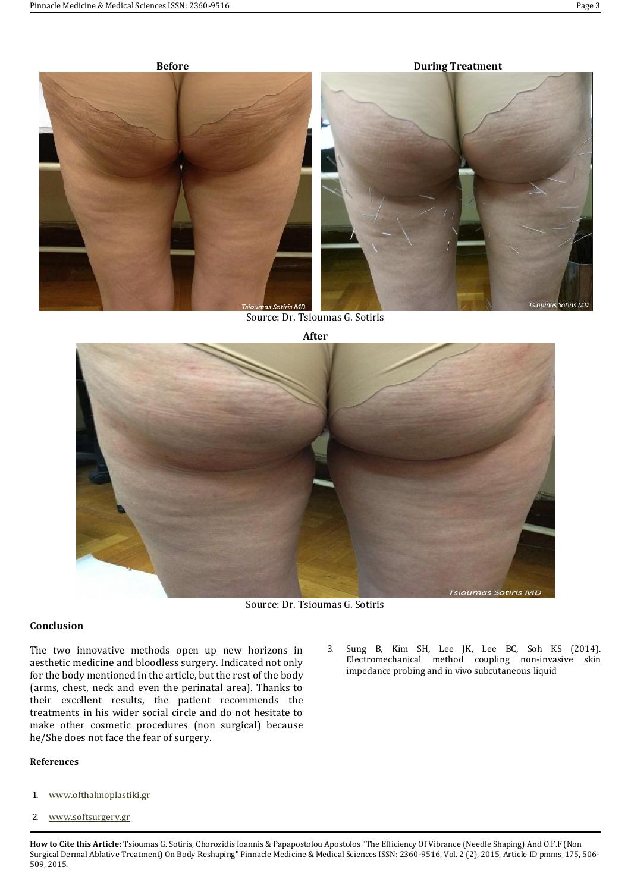**Before** **During Treatment**

Source: Dr. Tsioumas G. Sotiris

**After**

Source: Dr. Tsioumas G. Sotiris

## Conclusion

The two innovative methods open up new horizons in aesthetic medicine and bloodless surgery. Indicated not only for the body mentioned in the article, but the rest of the body (arms, chest, neck and even the perinatal area). Thanks to their excellent results, the patient recommends the treatments in his wider social circle and do not hesitate to make other cosmetic procedures (non surgical) because he/She does not face the fear of surgery.

## References

1. www.ofthalmoplastiki.gr
2. www.softsurgery.gr
3. Sung B, Kim SH, Lee JK, Lee BC, Soh KS (2014). Electromechanical method coupling non-invasive skin impedance probing and in vivo subcutaneous liquid

**How to Cite this Article:** Tsioumas G. Sotiris, Chorozidis Ioannis & Papapostolou Apostolos "The Efficiency Of Vibrance (Needle Shaping) And O.F.F (Non Surgical Dermal Ablative Treatment) On Body Reshaping" Pinnacle Medicine & Medical Sciences ISSN: 2360-9516, Vol. 2 (2), 2015, Article ID pmms_175, 506-509, 2015.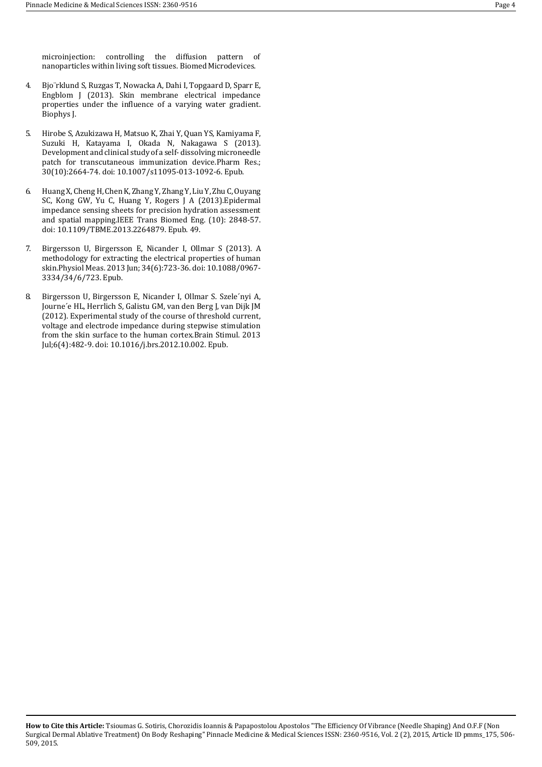microinjection: controlling the diffusion pattern of nanoparticles within living soft tissues. Biomed Microdevices.

4. Bjo¨rklund S, Ruzgas T, Nowacka A, Dahi I, Topgaard D, Sparr E, Engblom J (2013). Skin membrane electrical impedance properties under the influence of a varying water gradient. Biophys J.

5. Hirobe S, Azukizawa H, Matsuo K, Zhai Y, Quan YS, Kamiyama F, Suzuki H, Katayama I, Okada N, Nakagawa S (2013). Development and clinical study of a self- dissolving microneedle patch for transcutaneous immunization device.Pharm Res.; 30(10):2664-74. doi: 10.1007/s11095-013-1092-6. Epub.

6. Huang X, Cheng H, Chen K, Zhang Y, Zhang Y, Liu Y, Zhu C, Ouyang SC, Kong GW, Yu C, Huang Y, Rogers J A (2013).Epidermal impedance sensing sheets for precision hydration assessment and spatial mapping.IEEE Trans Biomed Eng. (10): 2848-57. doi: 10.1109/TBME.2013.2264879. Epub. 49.

7. Birgersson U, Birgersson E, Nicander I, Ollmar S (2013). A methodology for extracting the electrical properties of human skin.Physiol Meas. 2013 Jun; 34(6):723-36. doi: 10.1088/0967-3334/34/6/723. Epub.

8. Birgersson U, Birgersson E, Nicander I, Ollmar S. Szele´nyi A, Journe´e HL, Herrlich S, Galistu GM, van den Berg J, van Dijk JM (2012). Experimental study of the course of threshold current, voltage and electrode impedance during stepwise stimulation from the skin surface to the human cortex.Brain Stimul. 2013 Jul;6(4):482-9. doi: 10.1016/j.brs.2012.10.002. Epub.

**How to Cite this Article:** Tsioumas G. Sotiris, Chorozidis Ioannis & Papapostolou Apostolos "The Efficiency Of Vibrance (Needle Shaping) And O.F.F (Non Surgical Dermal Ablative Treatment) On Body Reshaping" Pinnacle Medicine & Medical Sciences ISSN: 2360-9516, Vol. 2 (2), 2015, Article ID pmms_175, 506-509, 2015.